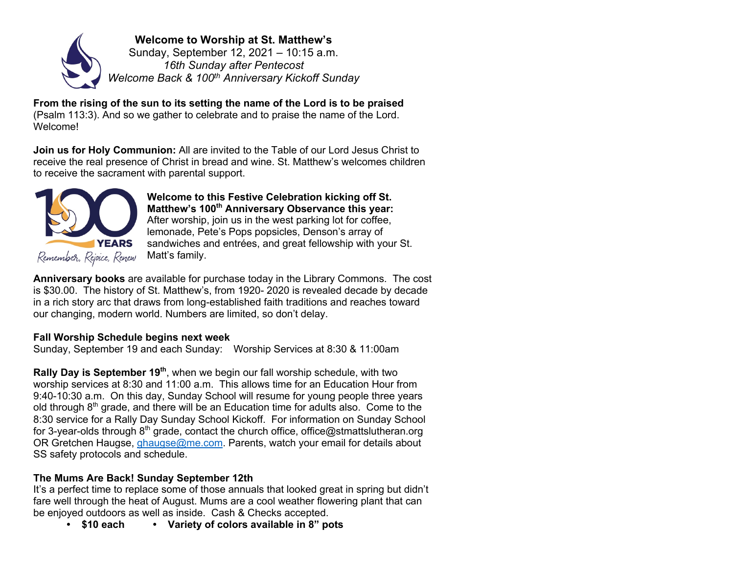**Welcome to Worship at St. Matthew's**
Sunday, September 12, 2021 – 10:15 a.m.
*16th Sunday after Pentecost*
*Welcome Back & 100th Anniversary Kickoff Sunday*

**From the rising of the sun to its setting the name of the Lord is to be praised** (Psalm 113:3). And so we gather to celebrate and to praise the name of the Lord. Welcome!

**Join us for Holy Communion:** All are invited to the Table of our Lord Jesus Christ to receive the real presence of Christ in bread and wine. St. Matthew's welcomes children to receive the sacrament with parental support.

100 YEARS
Remember, Rejoice, Renew

**Welcome to this Festive Celebration kicking off St. Matthew's 100th Anniversary Observance this year:** After worship, join us in the west parking lot for coffee, lemonade, Pete's Pops popsicles, Denson's array of sandwiches and entrées, and great fellowship with your St. Matt's family.

**Anniversary books** are available for purchase today in the Library Commons. The cost is $30.00. The history of St. Matthew's, from 1920- 2020 is revealed decade by decade in a rich story arc that draws from long-established faith traditions and reaches toward our changing, modern world. Numbers are limited, so don't delay.

**Fall Worship Schedule begins next week**
Sunday, September 19 and each Sunday: Worship Services at 8:30 & 11:00am

**Rally Day is September 19th**, when we begin our fall worship schedule, with two worship services at 8:30 and 11:00 a.m. This allows time for an Education Hour from 9:40-10:30 a.m. On this day, Sunday School will resume for young people three years old through 8th grade, and there will be an Education time for adults also. Come to the 8:30 service for a Rally Day Sunday School Kickoff. For information on Sunday School for 3-year-olds through 8th grade, contact the church office, office@stmattslutheran.org OR Gretchen Haugse, ghaugse@me.com. Parents, watch your email for details about SS safety protocols and schedule.

**The Mums Are Back! Sunday September 12th**
It's a perfect time to replace some of those annuals that looked great in spring but didn't fare well through the heat of August. Mums are a cool weather flowering plant that can be enjoyed outdoors as well as inside. Cash & Checks accepted.

- **$10 each**
- **Variety of colors available in 8" pots**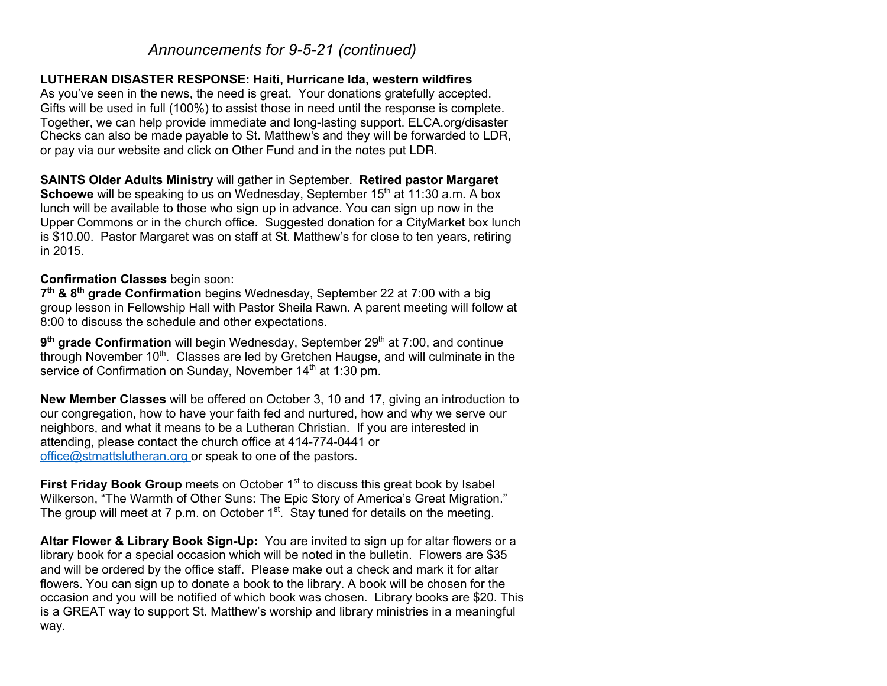*Announcements for 9-5-21 (continued)*

**LUTHERAN DISASTER RESPONSE: Haiti, Hurricane Ida, western wildfires**
As you've seen in the news, the need is great. Your donations gratefully accepted. Gifts will be used in full (100%) to assist those in need until the response is complete. Together, we can help provide immediate and long-lasting support. ELCA.org/disaster Checks can also be made payable to St. Matthew's and they will be forwarded to LDR, or pay via our website and click on Other Fund and in the notes put LDR.

**SAINTS Older Adults Ministry** will gather in September. **Retired pastor Margaret Schoewe** will be speaking to us on Wednesday, September 15th at 11:30 a.m. A box lunch will be available to those who sign up in advance. You can sign up now in the Upper Commons or in the church office. Suggested donation for a CityMarket box lunch is $10.00. Pastor Margaret was on staff at St. Matthew's for close to ten years, retiring in 2015.

**Confirmation Classes** begin soon:
**7th & 8th grade Confirmation** begins Wednesday, September 22 at 7:00 with a big group lesson in Fellowship Hall with Pastor Sheila Rawn. A parent meeting will follow at 8:00 to discuss the schedule and other expectations.

**9th grade Confirmation** will begin Wednesday, September 29th at 7:00, and continue through November 10th. Classes are led by Gretchen Haugse, and will culminate in the service of Confirmation on Sunday, November 14th at 1:30 pm.

**New Member Classes** will be offered on October 3, 10 and 17, giving an introduction to our congregation, how to have your faith fed and nurtured, how and why we serve our neighbors, and what it means to be a Lutheran Christian. If you are interested in attending, please contact the church office at 414-774-0441 or office@stmattslutheran.org or speak to one of the pastors.

**First Friday Book Group** meets on October 1st to discuss this great book by Isabel Wilkerson, "The Warmth of Other Suns: The Epic Story of America's Great Migration." The group will meet at 7 p.m. on October 1st. Stay tuned for details on the meeting.

**Altar Flower & Library Book Sign-Up:** You are invited to sign up for altar flowers or a library book for a special occasion which will be noted in the bulletin. Flowers are $35 and will be ordered by the office staff. Please make out a check and mark it for altar flowers. You can sign up to donate a book to the library. A book will be chosen for the occasion and you will be notified of which book was chosen. Library books are $20. This is a GREAT way to support St. Matthew's worship and library ministries in a meaningful way.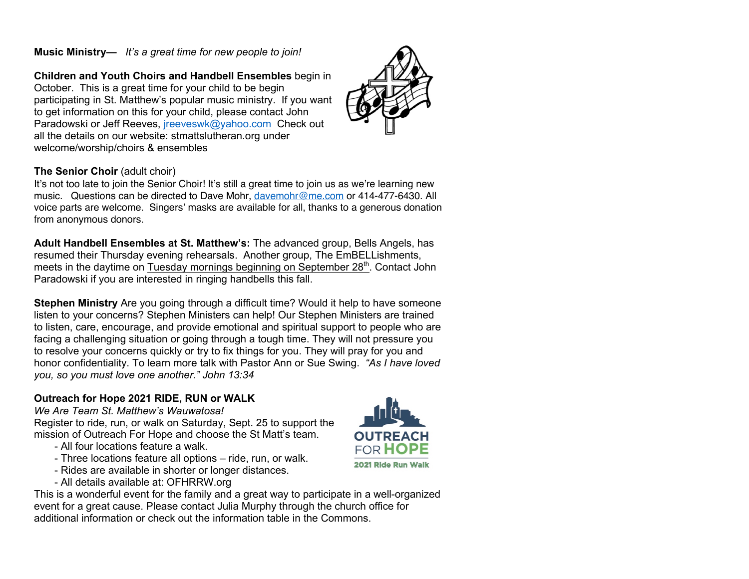**Music Ministry—** *It's a great time for new people to join!*

**Children and Youth Choirs and Handbell Ensembles** begin in October. This is a great time for your child to be begin participating in St. Matthew's popular music ministry. If you want to get information on this for your child, please contact John Paradowski or Jeff Reeves, jreeveswk@yahoo.com Check out all the details on our website: stmattslutheran.org under welcome/worship/choirs & ensembles

**The Senior Choir** (adult choir)
It's not too late to join the Senior Choir! It's still a great time to join us as we're learning new music. Questions can be directed to Dave Mohr, davemohr@me.com or 414-477-6430. All voice parts are welcome. Singers' masks are available for all, thanks to a generous donation from anonymous donors.

**Adult Handbell Ensembles at St. Matthew's:** The advanced group, Bells Angels, has resumed their Thursday evening rehearsals. Another group, The EmBELLishments, meets in the daytime on Tuesday mornings beginning on September 28th. Contact John Paradowski if you are interested in ringing handbells this fall.

**Stephen Ministry** Are you going through a difficult time? Would it help to have someone listen to your concerns? Stephen Ministers can help! Our Stephen Ministers are trained to listen, care, encourage, and provide emotional and spiritual support to people who are facing a challenging situation or going through a tough time. They will not pressure you to resolve your concerns quickly or try to fix things for you. They will pray for you and honor confidentiality. To learn more talk with Pastor Ann or Sue Swing. *"As I have loved you, so you must love one another." John 13:34*

**Outreach for Hope 2021 RIDE, RUN or WALK**
*We Are Team St. Matthew's Wauwatosa!*
Register to ride, run, or walk on Saturday, Sept. 25 to support the mission of Outreach For Hope and choose the St Matt's team.

- All four locations feature a walk.
- Three locations feature all options – ride, run, or walk.
- Rides are available in shorter or longer distances.
- All details available at: OFHRRW.org

This is a wonderful event for the family and a great way to participate in a well-organized event for a great cause. Please contact Julia Murphy through the church office for additional information or check out the information table in the Commons.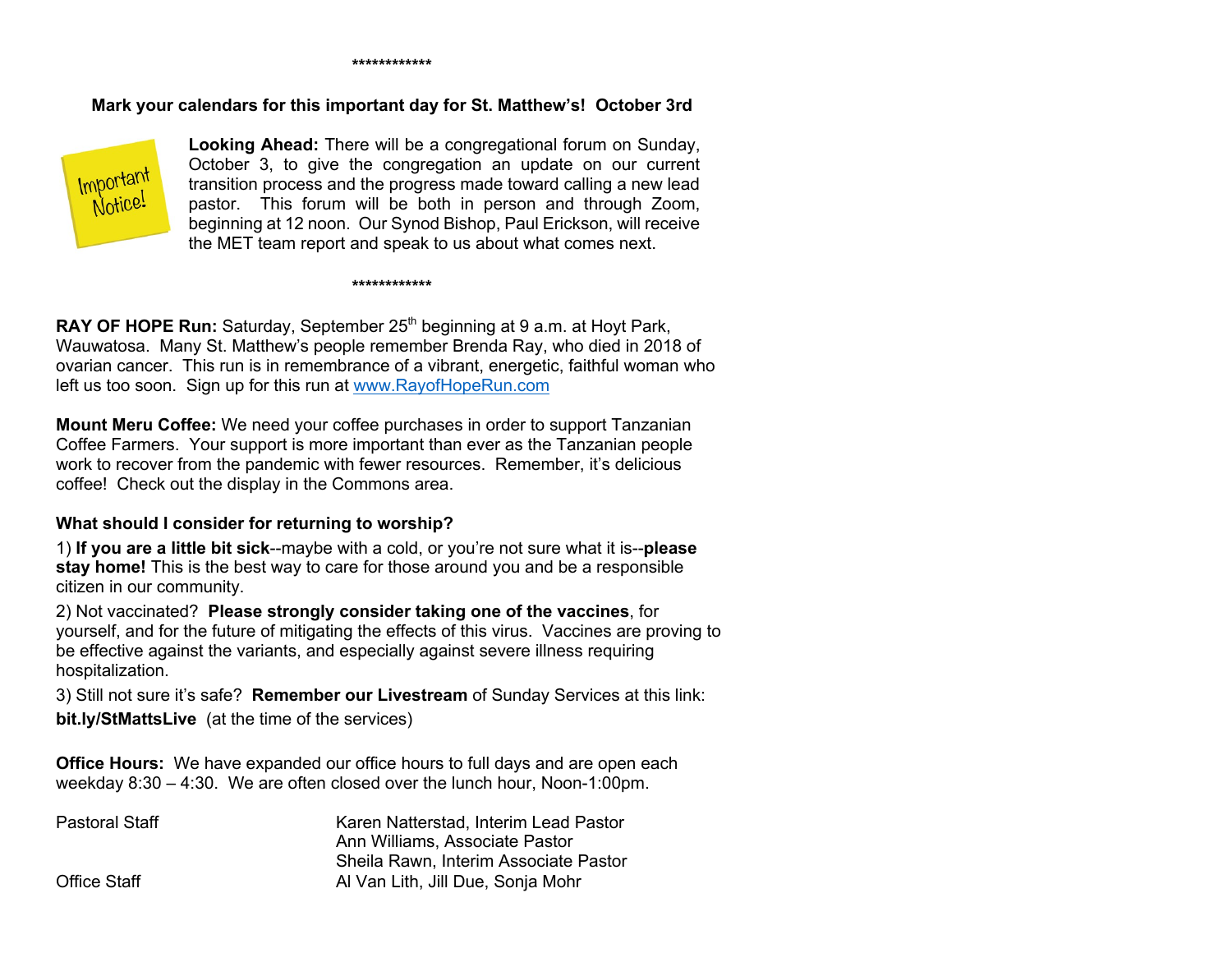************

**Mark your calendars for this important day for St. Matthew's! October 3rd**

Important Notice!

**Looking Ahead:** There will be a congregational forum on Sunday, October 3, to give the congregation an update on our current transition process and the progress made toward calling a new lead pastor. This forum will be both in person and through Zoom, beginning at 12 noon. Our Synod Bishop, Paul Erickson, will receive the MET team report and speak to us about what comes next.

************

**RAY OF HOPE Run:** Saturday, September 25th beginning at 9 a.m. at Hoyt Park, Wauwatosa. Many St. Matthew's people remember Brenda Ray, who died in 2018 of ovarian cancer. This run is in remembrance of a vibrant, energetic, faithful woman who left us too soon. Sign up for this run at www.RayofHopeRun.com

**Mount Meru Coffee:** We need your coffee purchases in order to support Tanzanian Coffee Farmers. Your support is more important than ever as the Tanzanian people work to recover from the pandemic with fewer resources. Remember, it's delicious coffee! Check out the display in the Commons area.

**What should I consider for returning to worship?**

1) **If you are a little bit sick**--maybe with a cold, or you're not sure what it is--**please stay home!** This is the best way to care for those around you and be a responsible citizen in our community.

2) Not vaccinated? **Please strongly consider taking one of the vaccines**, for yourself, and for the future of mitigating the effects of this virus. Vaccines are proving to be effective against the variants, and especially against severe illness requiring hospitalization.

3) Still not sure it's safe? **Remember our Livestream** of Sunday Services at this link: **bit.ly/StMattsLive** (at the time of the services)

**Office Hours:** We have expanded our office hours to full days and are open each weekday 8:30 – 4:30. We are often closed over the lunch hour, Noon-1:00pm.

| | |
|---|---|
| Pastoral Staff | Karen Natterstad, Interim Lead Pastor |
| | Ann Williams, Associate Pastor |
| | Sheila Rawn, Interim Associate Pastor |
| Office Staff | Al Van Lith, Jill Due, Sonja Mohr |